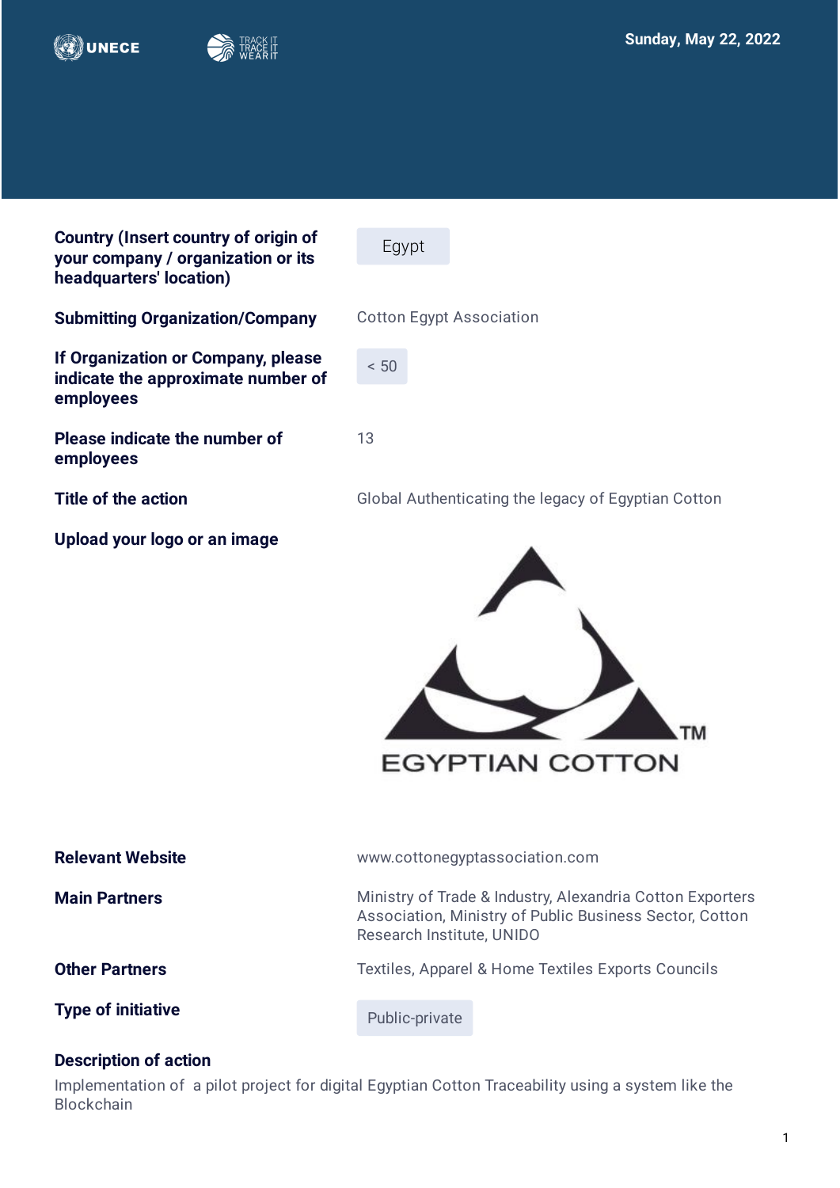Sunday, May 22, 2022

**Country (Insert country of origin of your company / organization or its headquarters' location)**

Egypt

**Submitting Organization/Company**

Cotton Egypt Association

**If Organization or Company, please indicate the approximate number of employees**

< 50

**Please indicate the number of employees**

13

**Title of the action**

Global Authenticating the legacy of Egyptian Cotton

**Upload your logo or an image**

**Relevant Website**

www.cottonegyptassociation.com

**Main Partners**

Ministry of Trade & Industry, Alexandria Cotton Exporters Association, Ministry of Public Business Sector, Cotton Research Institute, UNIDO

**Other Partners**

Textiles, Apparel & Home Textiles Exports Councils

**Type of initiative**

Public-private

**Description of action**

Implementation of a pilot project for digital Egyptian Cotton Traceability using a system like the Blockchain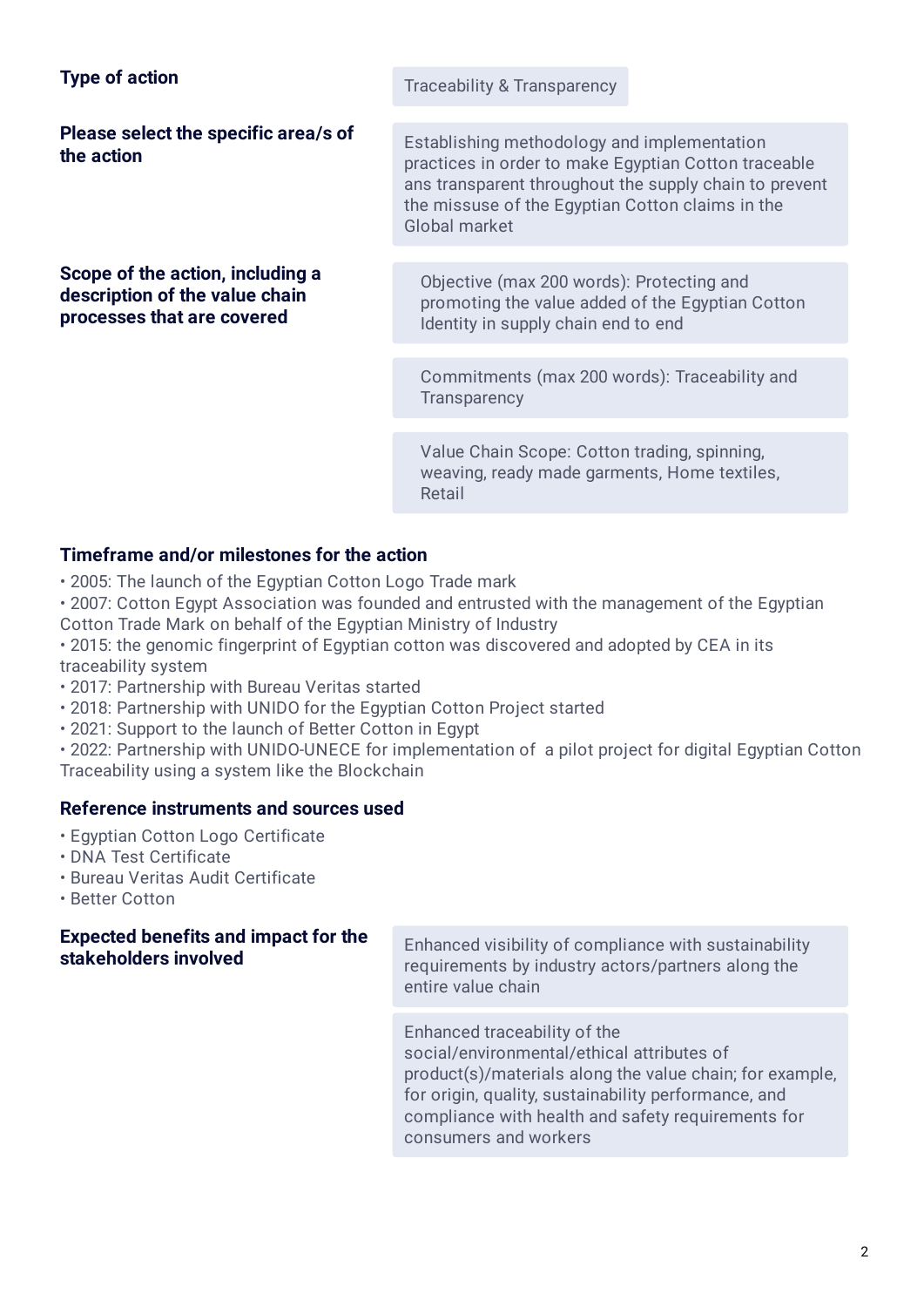**Type of action**

Traceability & Transparency

**Please select the specific area/s of the action**

Establishing methodology and implementation practices in order to make Egyptian Cotton traceable ans transparent throughout the supply chain to prevent the missuse of the Egyptian Cotton claims in the Global market

**Scope of the action, including a description of the value chain processes that are covered**

Objective (max 200 words): Protecting and promoting the value added of the Egyptian Cotton Identity in supply chain end to end

Commitments (max 200 words): Traceability and Transparency

Value Chain Scope: Cotton trading, spinning, weaving, ready made garments, Home textiles, Retail

**Timeframe and/or milestones for the action**

- 2005: The launch of the Egyptian Cotton Logo Trade mark
- 2007: Cotton Egypt Association was founded and entrusted with the management of the Egyptian Cotton Trade Mark on behalf of the Egyptian Ministry of Industry
- 2015: the genomic fingerprint of Egyptian cotton was discovered and adopted by CEA in its traceability system
- 2017: Partnership with Bureau Veritas started
- 2018: Partnership with UNIDO for the Egyptian Cotton Project started
- 2021: Support to the launch of Better Cotton in Egypt
- 2022: Partnership with UNIDO-UNECE for implementation of a pilot project for digital Egyptian Cotton Traceability using a system like the Blockchain

**Reference instruments and sources used**

- Egyptian Cotton Logo Certificate
- DNA Test Certificate
- Bureau Veritas Audit Certificate
- Better Cotton

**Expected benefits and impact for the stakeholders involved**

Enhanced visibility of compliance with sustainability requirements by industry actors/partners along the entire value chain

Enhanced traceability of the social/environmental/ethical attributes of product(s)/materials along the value chain; for example, for origin, quality, sustainability performance, and compliance with health and safety requirements for consumers and workers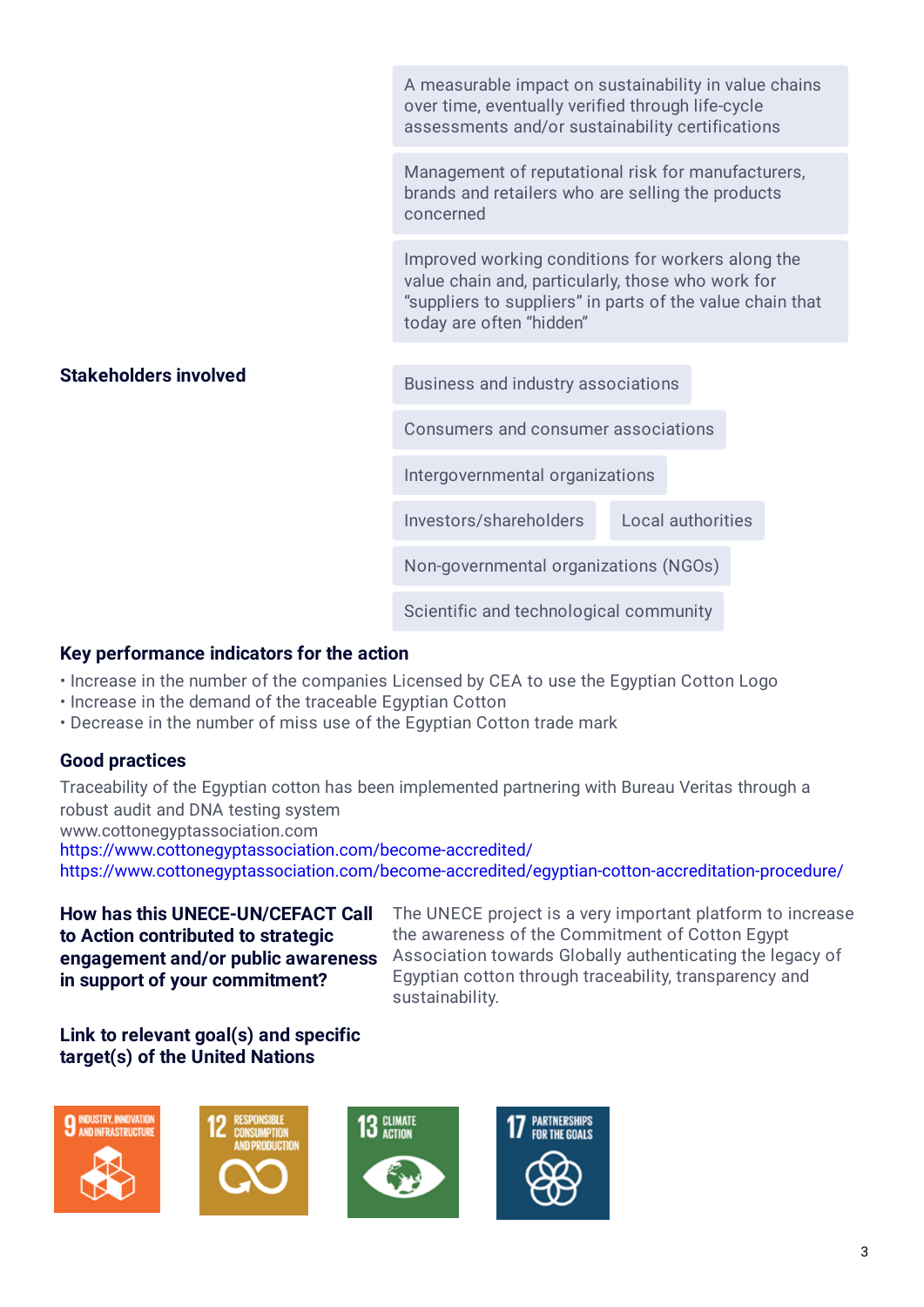A measurable impact on sustainability in value chains over time, eventually verified through life-cycle assessments and/or sustainability certifications

Management of reputational risk for manufacturers, brands and retailers who are selling the products concerned

Improved working conditions for workers along the value chain and, particularly, those who work for "suppliers to suppliers" in parts of the value chain that today are often "hidden"

**Stakeholders involved**

Business and industry associations

Consumers and consumer associations

Intergovernmental organizations

Investors/shareholders

Local authorities

Non-governmental organizations (NGOs)

Scientific and technological community

## Key performance indicators for the action

- Increase in the number of the companies Licensed by CEA to use the Egyptian Cotton Logo
- Increase in the demand of the traceable Egyptian Cotton
- Decrease in the number of miss use of the Egyptian Cotton trade mark

## Good practices

Traceability of the Egyptian cotton has been implemented partnering with Bureau Veritas through a robust audit and DNA testing system
www.cottonegyptassociation.com
https://www.cottonegyptassociation.com/become-accredited/
https://www.cottonegyptassociation.com/become-accredited/egyptian-cotton-accreditation-procedure/

**How has this UNECE-UN/CEFACT Call to Action contributed to strategic engagement and/or public awareness in support of your commitment?**

The UNECE project is a very important platform to increase the awareness of the Commitment of Cotton Egypt Association towards Globally authenticating the legacy of Egyptian cotton through traceability, transparency and sustainability.

**Link to relevant goal(s) and specific target(s) of the United Nations**

9 INDUSTRY, INNOVATION AND INFRASTRUCTURE

12 RESPONSIBLE CONSUMPTION AND PRODUCTION

13 CLIMATE ACTION

17 PARTNERSHIPS FOR THE GOALS